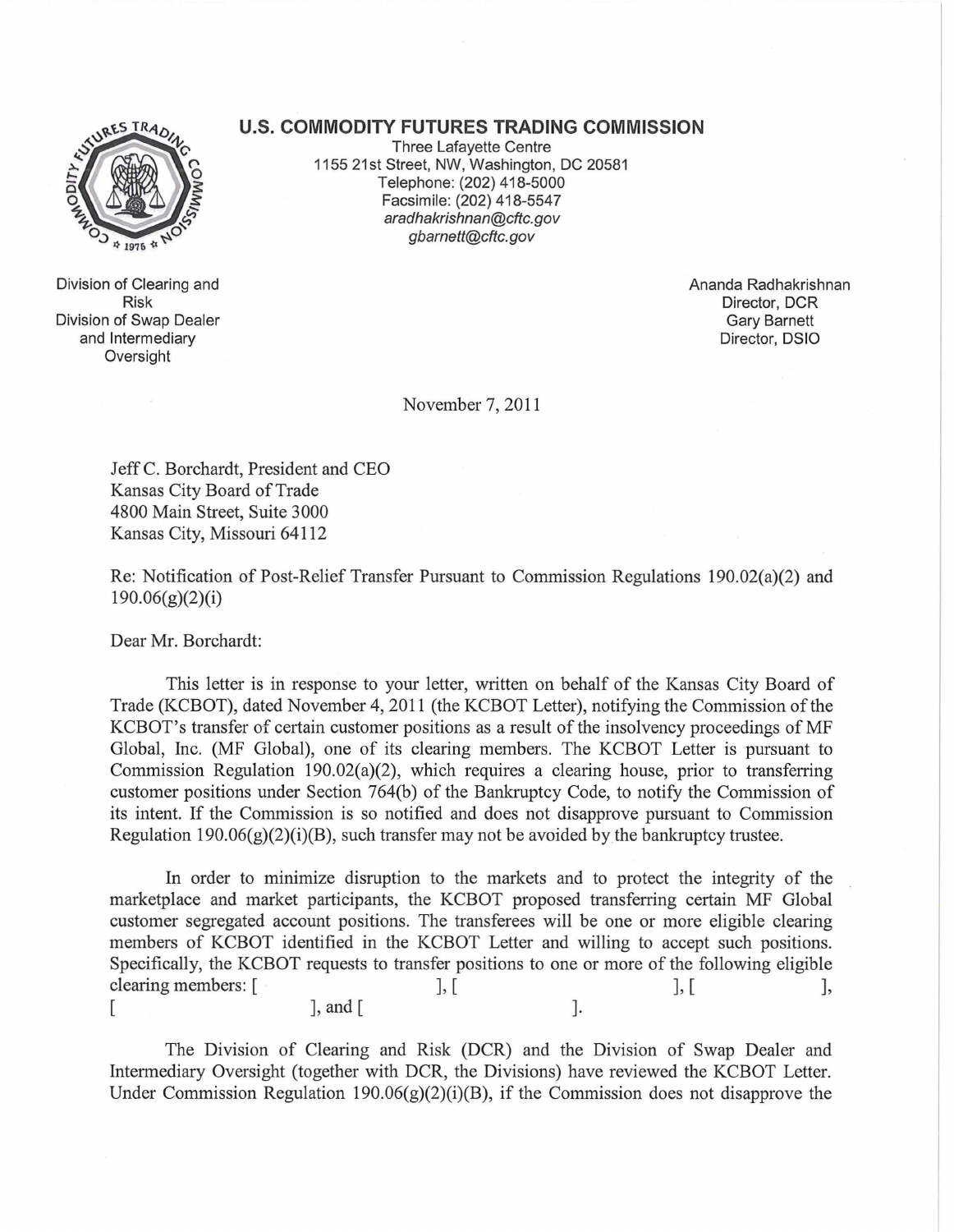# U.S. COMMODITY FUTURES TRADING COMMISSION

Three Lafayette Centre
1155 21st Street, NW, Washington, DC 20581
Telephone: (202) 418-5000
Facsimile: (202) 418-5547
*aradhakrishnan@cftc.gov*
*gbarnett@cftc.gov*

Division of Clearing and Risk
Division of Swap Dealer and Intermediary Oversight

Ananda Radhakrishnan
Director, DCR
Gary Barnett
Director, DSIO

November 7, 2011

Jeff C. Borchardt, President and CEO
Kansas City Board of Trade
4800 Main Street, Suite 3000
Kansas City, Missouri 64112

Re: Notification of Post-Relief Transfer Pursuant to Commission Regulations 190.02(a)(2) and 190.06(g)(2)(i)

Dear Mr. Borchardt:

This letter is in response to your letter, written on behalf of the Kansas City Board of Trade (KCBOT), dated November 4, 2011 (the KCBOT Letter), notifying the Commission of the KCBOT's transfer of certain customer positions as a result of the insolvency proceedings of MF Global, Inc. (MF Global), one of its clearing members. The KCBOT Letter is pursuant to Commission Regulation 190.02(a)(2), which requires a clearing house, prior to transferring customer positions under Section 764(b) of the Bankruptcy Code, to notify the Commission of its intent. If the Commission is so notified and does not disapprove pursuant to Commission Regulation 190.06(g)(2)(i)(B), such transfer may not be avoided by the bankruptcy trustee.

In order to minimize disruption to the markets and to protect the integrity of the marketplace and market participants, the KCBOT proposed transferring certain MF Global customer segregated account positions. The transferees will be one or more eligible clearing members of KCBOT identified in the KCBOT Letter and willing to accept such positions. Specifically, the KCBOT requests to transfer positions to one or more of the following eligible clearing members: [ ], [ ], [ ], [ ], and [ ].

The Division of Clearing and Risk (DCR) and the Division of Swap Dealer and Intermediary Oversight (together with DCR, the Divisions) have reviewed the KCBOT Letter. Under Commission Regulation 190.06(g)(2)(i)(B), if the Commission does not disapprove the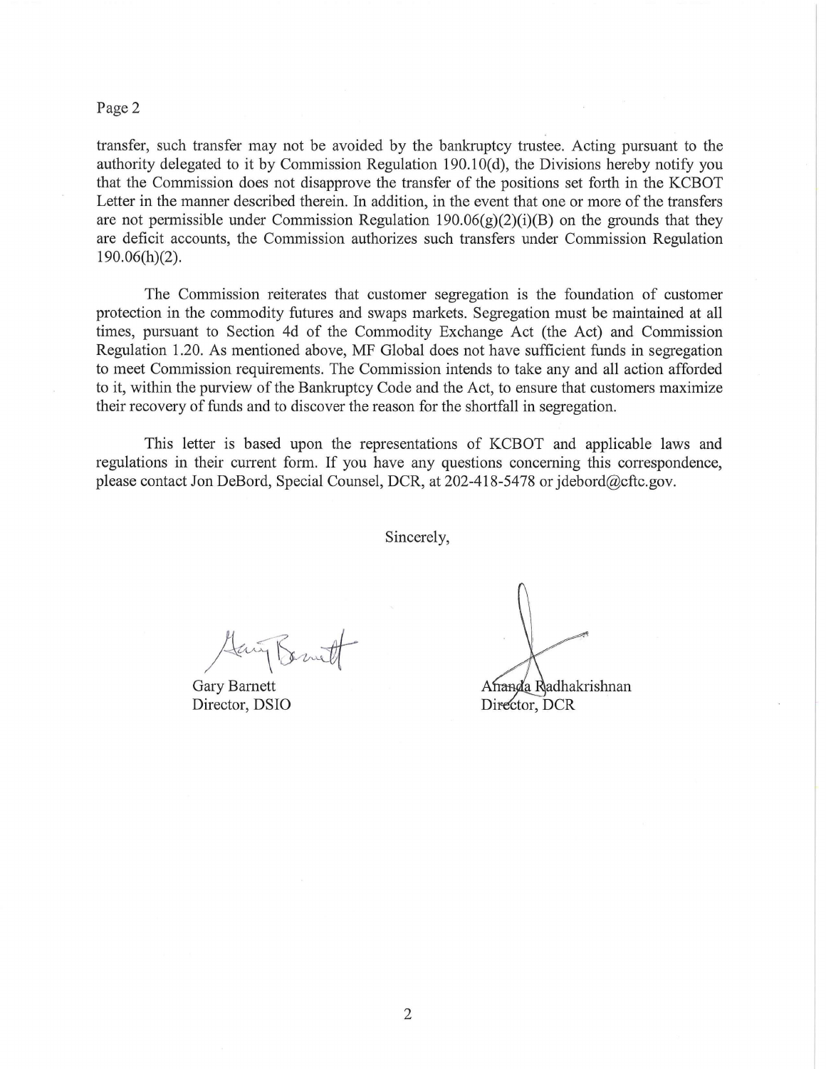transfer, such transfer may not be avoided by the bankruptcy trustee. Acting pursuant to the authority delegated to it by Commission Regulation 190.10(d), the Divisions hereby notify you that the Commission does not disapprove the transfer of the positions set forth in the KCBOT Letter in the manner described therein. In addition, in the event that one or more of the transfers are not permissible under Commission Regulation 190.06(g)(2)(i)(B) on the grounds that they are deficit accounts, the Commission authorizes such transfers under Commission Regulation 190.06(h)(2).

The Commission reiterates that customer segregation is the foundation of customer protection in the commodity futures and swaps markets. Segregation must be maintained at all times, pursuant to Section 4d of the Commodity Exchange Act (the Act) and Commission Regulation 1.20. As mentioned above, MF Global does not have sufficient funds in segregation to meet Commission requirements. The Commission intends to take any and all action afforded to it, within the purview of the Bankruptcy Code and the Act, to ensure that customers maximize their recovery of funds and to discover the reason for the shortfall in segregation.

This letter is based upon the representations of KCBOT and applicable laws and regulations in their current form. If you have any questions concerning this correspondence, please contact Jon DeBord, Special Counsel, DCR, at 202-418-5478 or jdebord@cftc.gov.

Sincerely,

Gary Barnett
Director, DSIO

Ananda Radhakrishnan
Director, DCR